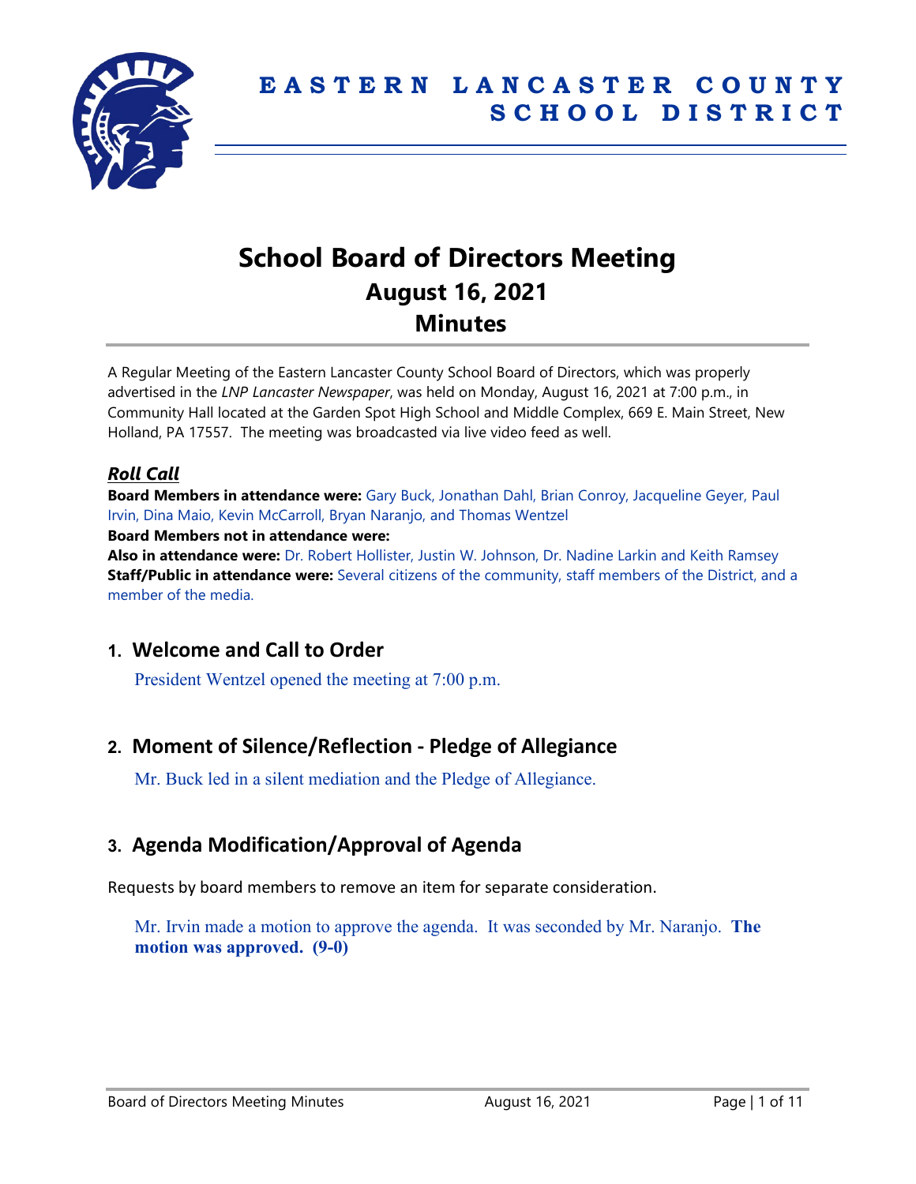# EASTERN LANCASTER COUNTY SCHOOL DISTRICT

# School Board of Directors Meeting
## August 16, 2021
## Minutes

A Regular Meeting of the Eastern Lancaster County School Board of Directors, which was properly advertised in the *LNP Lancaster Newspaper*, was held on Monday, August 16, 2021 at 7:00 p.m., in Community Hall located at the Garden Spot High School and Middle Complex, 669 E. Main Street, New Holland, PA 17557. The meeting was broadcasted via live video feed as well.

### ***Roll Call***

**Board Members in attendance were:** Gary Buck, Jonathan Dahl, Brian Conroy, Jacqueline Geyer, Paul Irvin, Dina Maio, Kevin McCarroll, Bryan Naranjo, and Thomas Wentzel

**Board Members not in attendance were:**

**Also in attendance were:** Dr. Robert Hollister, Justin W. Johnson, Dr. Nadine Larkin and Keith Ramsey

**Staff/Public in attendance were:** Several citizens of the community, staff members of the District, and a member of the media.

## 1. Welcome and Call to Order

President Wentzel opened the meeting at 7:00 p.m.

## 2. Moment of Silence/Reflection - Pledge of Allegiance

Mr. Buck led in a silent mediation and the Pledge of Allegiance.

## 3. Agenda Modification/Approval of Agenda

Requests by board members to remove an item for separate consideration.

Mr. Irvin made a motion to approve the agenda. It was seconded by Mr. Naranjo. **The motion was approved. (9-0)**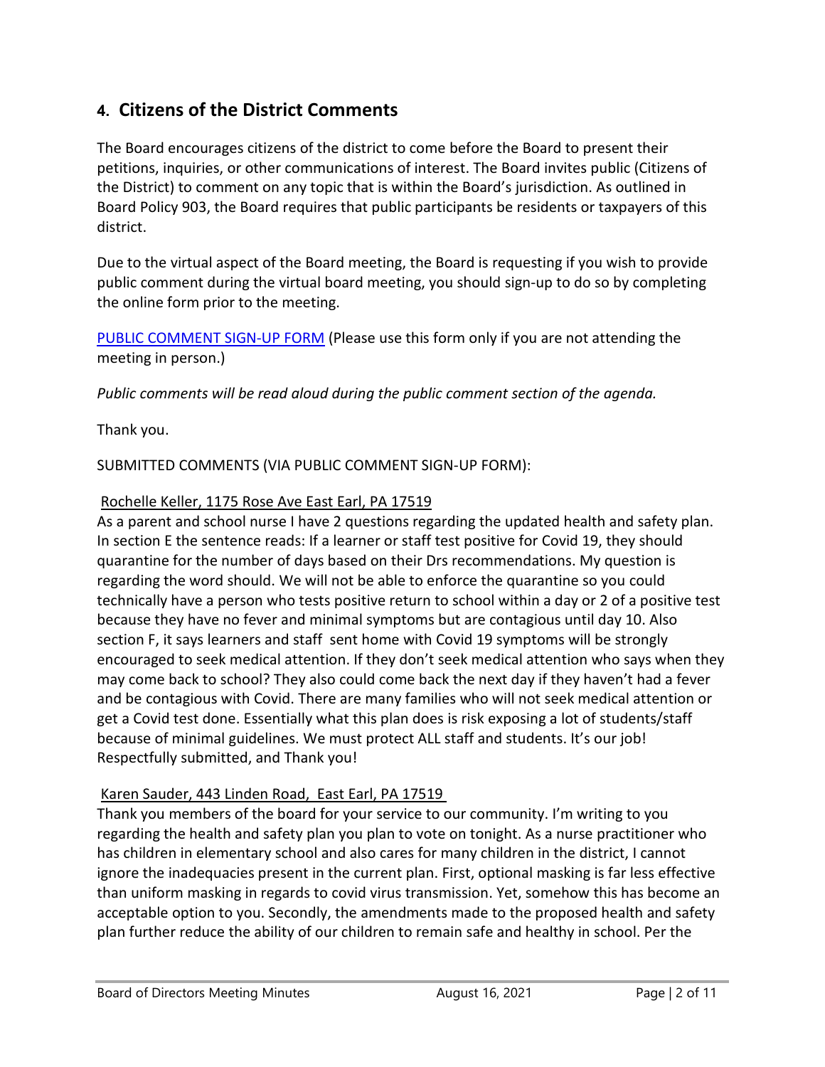## 4. Citizens of the District Comments

The Board encourages citizens of the district to come before the Board to present their petitions, inquiries, or other communications of interest. The Board invites public (Citizens of the District) to comment on any topic that is within the Board's jurisdiction. As outlined in Board Policy 903, the Board requires that public participants be residents or taxpayers of this district.

Due to the virtual aspect of the Board meeting, the Board is requesting if you wish to provide public comment during the virtual board meeting, you should sign-up to do so by completing the online form prior to the meeting.

PUBLIC COMMENT SIGN-UP FORM (Please use this form only if you are not attending the meeting in person.)

*Public comments will be read aloud during the public comment section of the agenda.*

Thank you.

SUBMITTED COMMENTS (VIA PUBLIC COMMENT SIGN-UP FORM):

Rochelle Keller, 1175 Rose Ave East Earl, PA 17519
As a parent and school nurse I have 2 questions regarding the updated health and safety plan. In section E the sentence reads: If a learner or staff test positive for Covid 19, they should quarantine for the number of days based on their Drs recommendations. My question is regarding the word should. We will not be able to enforce the quarantine so you could technically have a person who tests positive return to school within a day or 2 of a positive test because they have no fever and minimal symptoms but are contagious until day 10. Also section F, it says learners and staff sent home with Covid 19 symptoms will be strongly encouraged to seek medical attention. If they don't seek medical attention who says when they may come back to school? They also could come back the next day if they haven't had a fever and be contagious with Covid. There are many families who will not seek medical attention or get a Covid test done. Essentially what this plan does is risk exposing a lot of students/staff because of minimal guidelines. We must protect ALL staff and students. It's our job! Respectfully submitted, and Thank you!

Karen Sauder, 443 Linden Road, East Earl, PA 17519
Thank you members of the board for your service to our community. I'm writing to you regarding the health and safety plan you plan to vote on tonight. As a nurse practitioner who has children in elementary school and also cares for many children in the district, I cannot ignore the inadequacies present in the current plan. First, optional masking is far less effective than uniform masking in regards to covid virus transmission. Yet, somehow this has become an acceptable option to you. Secondly, the amendments made to the proposed health and safety plan further reduce the ability of our children to remain safe and healthy in school. Per the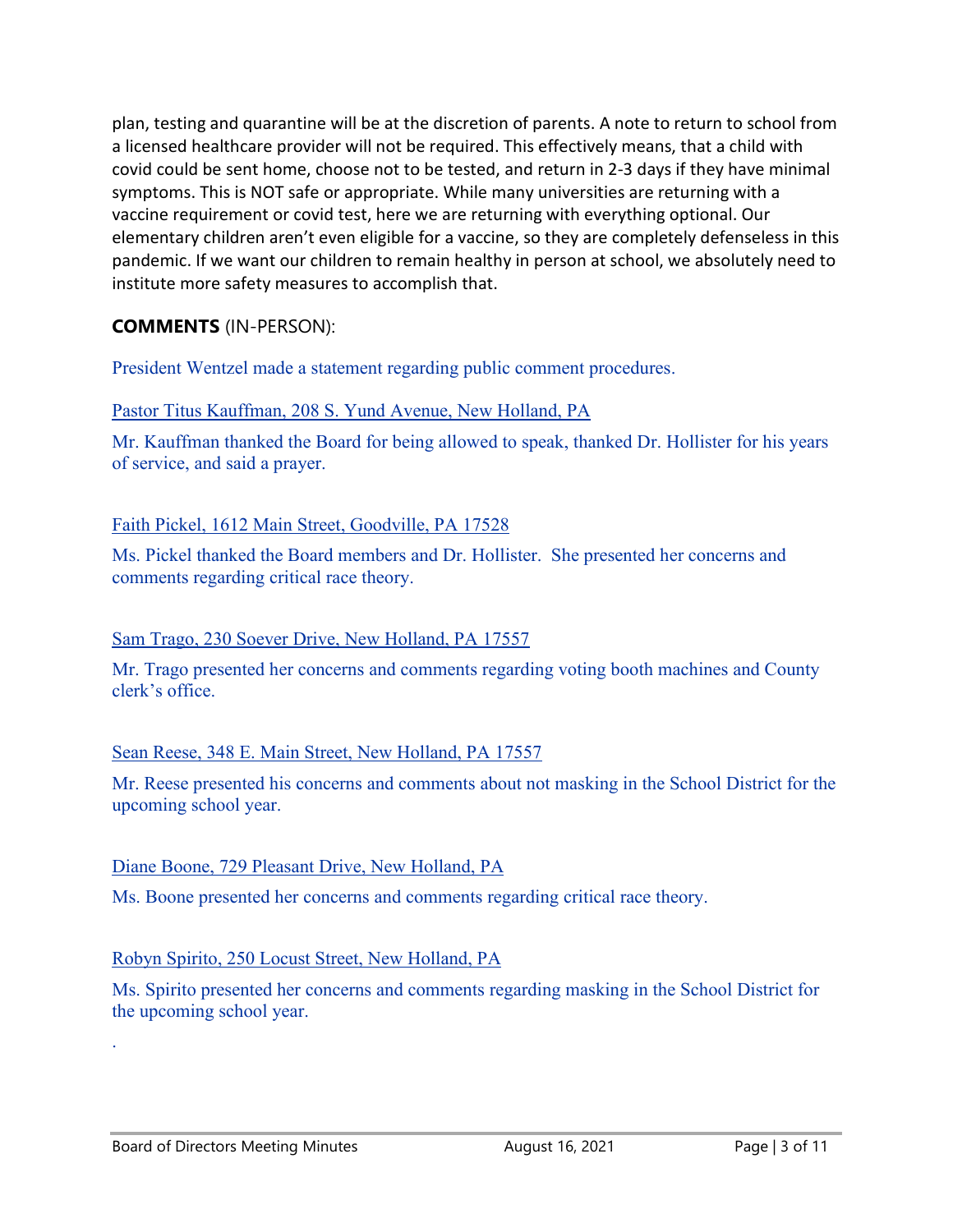plan, testing and quarantine will be at the discretion of parents. A note to return to school from a licensed healthcare provider will not be required. This effectively means, that a child with covid could be sent home, choose not to be tested, and return in 2-3 days if they have minimal symptoms. This is NOT safe or appropriate. While many universities are returning with a vaccine requirement or covid test, here we are returning with everything optional. Our elementary children aren't even eligible for a vaccine, so they are completely defenseless in this pandemic. If we want our children to remain healthy in person at school, we absolutely need to institute more safety measures to accomplish that.

**COMMENTS** (IN-PERSON):

President Wentzel made a statement regarding public comment procedures.

Pastor Titus Kauffman, 208 S. Yund Avenue, New Holland, PA

Mr. Kauffman thanked the Board for being allowed to speak, thanked Dr. Hollister for his years of service, and said a prayer.

Faith Pickel, 1612 Main Street, Goodville, PA 17528

Ms. Pickel thanked the Board members and Dr. Hollister. She presented her concerns and comments regarding critical race theory.

Sam Trago, 230 Soever Drive, New Holland, PA 17557

Mr. Trago presented her concerns and comments regarding voting booth machines and County clerk's office.

Sean Reese, 348 E. Main Street, New Holland, PA 17557

Mr. Reese presented his concerns and comments about not masking in the School District for the upcoming school year.

Diane Boone, 729 Pleasant Drive, New Holland, PA

Ms. Boone presented her concerns and comments regarding critical race theory.

Robyn Spirito, 250 Locust Street, New Holland, PA

Ms. Spirito presented her concerns and comments regarding masking in the School District for the upcoming school year.

.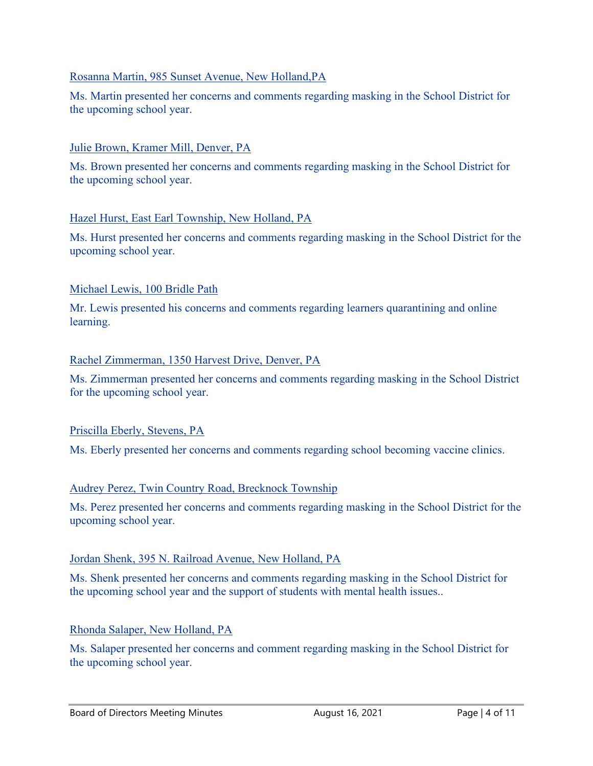<u>Rosanna Martin, 985 Sunset Avenue, New Holland,PA</u>

Ms. Martin presented her concerns and comments regarding masking in the School District for the upcoming school year.

<u>Julie Brown, Kramer Mill, Denver, PA</u>

Ms. Brown presented her concerns and comments regarding masking in the School District for the upcoming school year.

<u>Hazel Hurst, East Earl Township, New Holland, PA</u>

Ms. Hurst presented her concerns and comments regarding masking in the School District for the upcoming school year.

<u>Michael Lewis, 100 Bridle Path</u>

Mr. Lewis presented his concerns and comments regarding learners quarantining and online learning.

<u>Rachel Zimmerman, 1350 Harvest Drive, Denver, PA</u>

Ms. Zimmerman presented her concerns and comments regarding masking in the School District for the upcoming school year.

<u>Priscilla Eberly, Stevens, PA</u>

Ms. Eberly presented her concerns and comments regarding school becoming vaccine clinics.

<u>Audrey Perez, Twin Country Road, Brecknock Township</u>

Ms. Perez presented her concerns and comments regarding masking in the School District for the upcoming school year.

<u>Jordan Shenk, 395 N. Railroad Avenue, New Holland, PA</u>

Ms. Shenk presented her concerns and comments regarding masking in the School District for the upcoming school year and the support of students with mental health issues..

<u>Rhonda Salaper, New Holland, PA</u>

Ms. Salaper presented her concerns and comment regarding masking in the School District for the upcoming school year.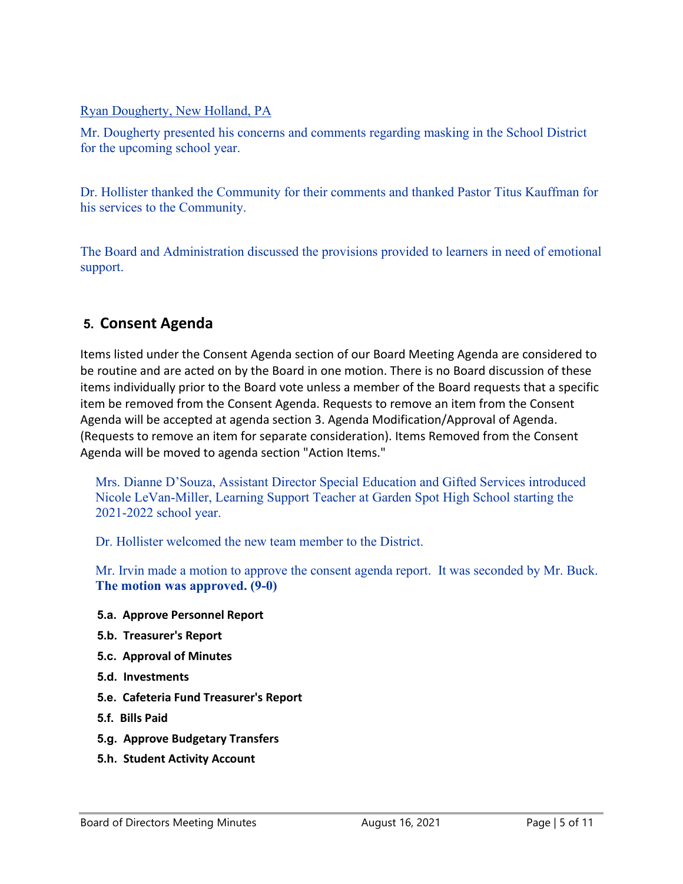Ryan Dougherty, New Holland, PA

Mr. Dougherty presented his concerns and comments regarding masking in the School District for the upcoming school year.

Dr. Hollister thanked the Community for their comments and thanked Pastor Titus Kauffman for his services to the Community.

The Board and Administration discussed the provisions provided to learners in need of emotional support.

## 5. Consent Agenda

Items listed under the Consent Agenda section of our Board Meeting Agenda are considered to be routine and are acted on by the Board in one motion. There is no Board discussion of these items individually prior to the Board vote unless a member of the Board requests that a specific item be removed from the Consent Agenda. Requests to remove an item from the Consent Agenda will be accepted at agenda section 3. Agenda Modification/Approval of Agenda. (Requests to remove an item for separate consideration). Items Removed from the Consent Agenda will be moved to agenda section "Action Items."

Mrs. Dianne D'Souza, Assistant Director Special Education and Gifted Services introduced Nicole LeVan-Miller, Learning Support Teacher at Garden Spot High School starting the 2021-2022 school year.

Dr. Hollister welcomed the new team member to the District.

Mr. Irvin made a motion to approve the consent agenda report. It was seconded by Mr. Buck. **The motion was approved. (9-0)**

**5.a. Approve Personnel Report**

**5.b. Treasurer's Report**

**5.c. Approval of Minutes**

**5.d. Investments**

**5.e. Cafeteria Fund Treasurer's Report**

**5.f. Bills Paid**

**5.g. Approve Budgetary Transfers**

**5.h. Student Activity Account**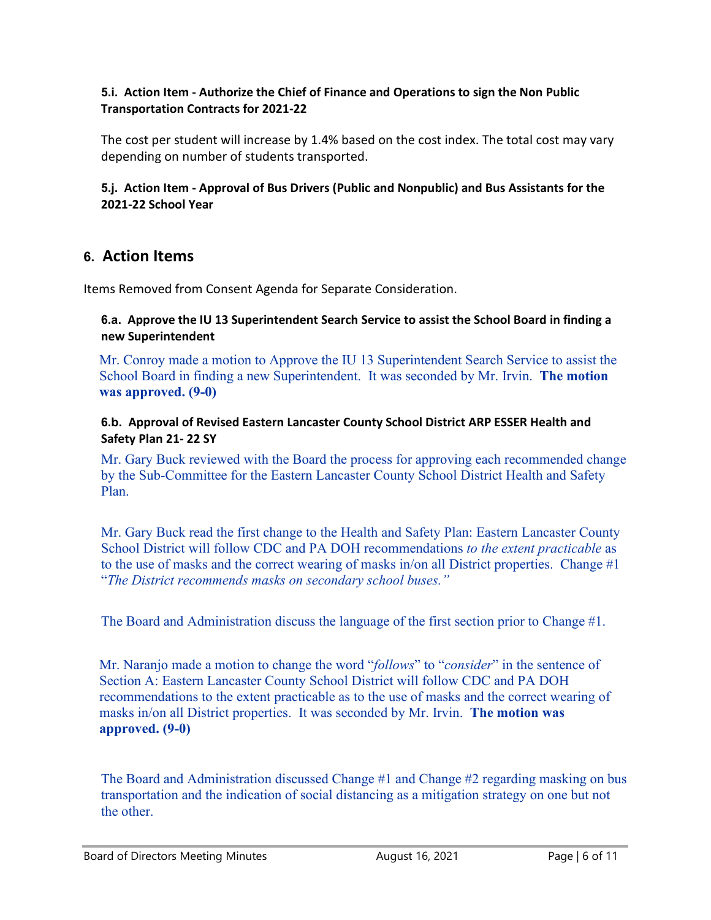#### 5.i. Action Item - Authorize the Chief of Finance and Operations to sign the Non Public Transportation Contracts for 2021-22

The cost per student will increase by 1.4% based on the cost index. The total cost may vary depending on number of students transported.

#### 5.j. Action Item - Approval of Bus Drivers (Public and Nonpublic) and Bus Assistants for the 2021-22 School Year

## 6. Action Items

Items Removed from Consent Agenda for Separate Consideration.

#### 6.a. Approve the IU 13 Superintendent Search Service to assist the School Board in finding a new Superintendent

Mr. Conroy made a motion to Approve the IU 13 Superintendent Search Service to assist the School Board in finding a new Superintendent. It was seconded by Mr. Irvin. **The motion was approved. (9-0)**

#### 6.b. Approval of Revised Eastern Lancaster County School District ARP ESSER Health and Safety Plan 21- 22 SY

Mr. Gary Buck reviewed with the Board the process for approving each recommended change by the Sub-Committee for the Eastern Lancaster County School District Health and Safety Plan.

Mr. Gary Buck read the first change to the Health and Safety Plan: Eastern Lancaster County School District will follow CDC and PA DOH recommendations *to the extent practicable* as to the use of masks and the correct wearing of masks in/on all District properties. Change #1 "*The District recommends masks on secondary school buses.*"

The Board and Administration discuss the language of the first section prior to Change #1.

Mr. Naranjo made a motion to change the word "*follows*" to "*consider*" in the sentence of Section A: Eastern Lancaster County School District will follow CDC and PA DOH recommendations to the extent practicable as to the use of masks and the correct wearing of masks in/on all District properties. It was seconded by Mr. Irvin. **The motion was approved. (9-0)**

The Board and Administration discussed Change #1 and Change #2 regarding masking on bus transportation and the indication of social distancing as a mitigation strategy on one but not the other.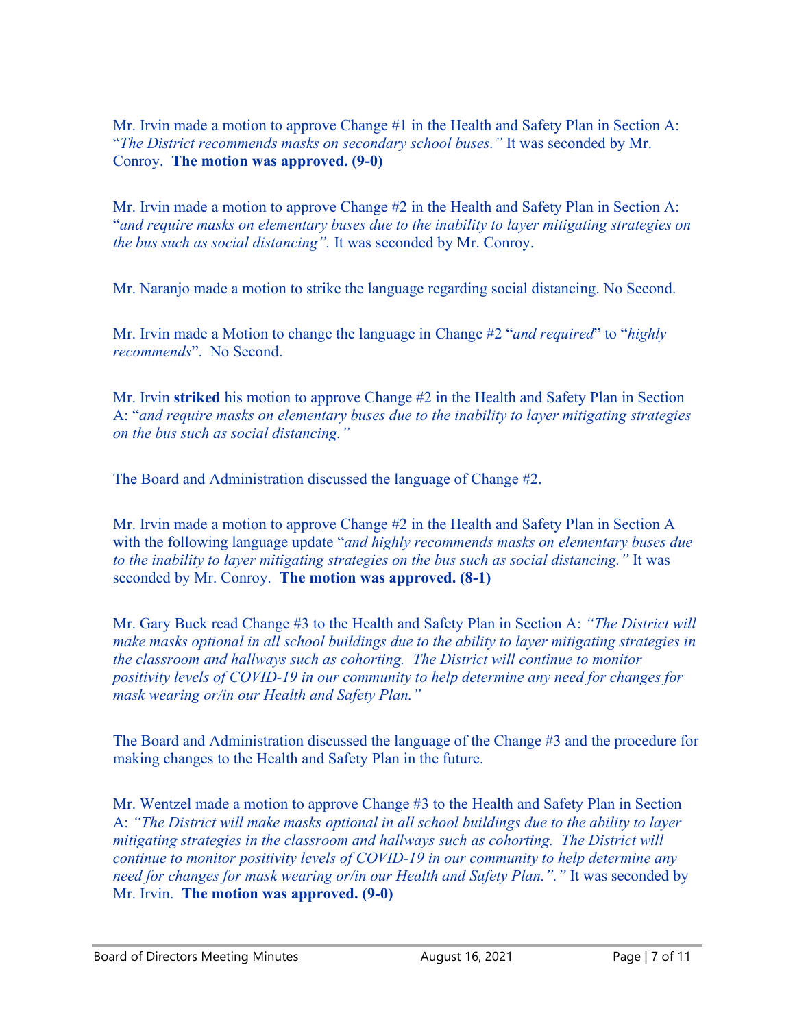Mr. Irvin made a motion to approve Change #1 in the Health and Safety Plan in Section A: "*The District recommends masks on secondary school buses.*" It was seconded by Mr. Conroy. **The motion was approved. (9-0)**

Mr. Irvin made a motion to approve Change #2 in the Health and Safety Plan in Section A: "*and require masks on elementary buses due to the inability to layer mitigating strategies on the bus such as social distancing".* It was seconded by Mr. Conroy.

Mr. Naranjo made a motion to strike the language regarding social distancing. No Second.

Mr. Irvin made a Motion to change the language in Change #2 "*and required*" to "*highly recommends*". No Second.

Mr. Irvin **striked** his motion to approve Change #2 in the Health and Safety Plan in Section A: "*and require masks on elementary buses due to the inability to layer mitigating strategies on the bus such as social distancing."*

The Board and Administration discussed the language of Change #2.

Mr. Irvin made a motion to approve Change #2 in the Health and Safety Plan in Section A with the following language update "*and highly recommends masks on elementary buses due to the inability to layer mitigating strategies on the bus such as social distancing."* It was seconded by Mr. Conroy. **The motion was approved. (8-1)**

Mr. Gary Buck read Change #3 to the Health and Safety Plan in Section A: *"The District will make masks optional in all school buildings due to the ability to layer mitigating strategies in the classroom and hallways such as cohorting. The District will continue to monitor positivity levels of COVID-19 in our community to help determine any need for changes for mask wearing or/in our Health and Safety Plan."*

The Board and Administration discussed the language of the Change #3 and the procedure for making changes to the Health and Safety Plan in the future.

Mr. Wentzel made a motion to approve Change #3 to the Health and Safety Plan in Section A: *"The District will make masks optional in all school buildings due to the ability to layer mitigating strategies in the classroom and hallways such as cohorting. The District will continue to monitor positivity levels of COVID-19 in our community to help determine any need for changes for mask wearing or/in our Health and Safety Plan."."* It was seconded by Mr. Irvin. **The motion was approved. (9-0)**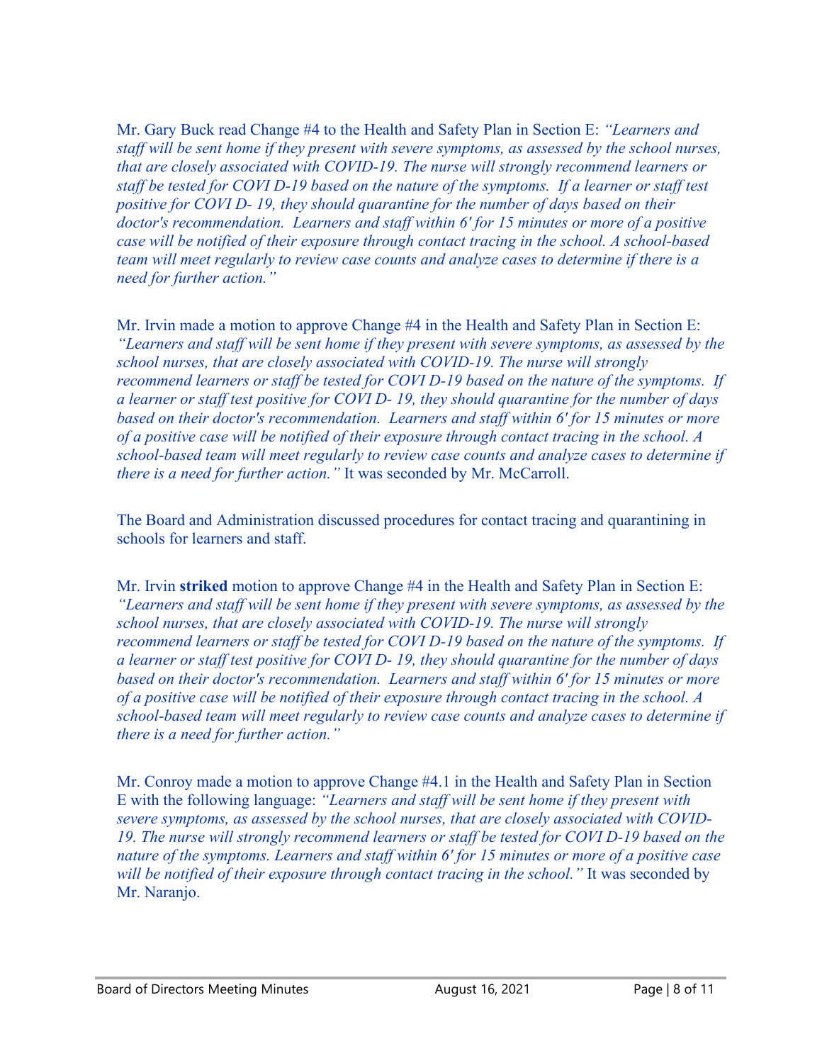Mr. Gary Buck read Change #4 to the Health and Safety Plan in Section E: *"Learners and staff will be sent home if they present with severe symptoms, as assessed by the school nurses, that are closely associated with COVID-19. The nurse will strongly recommend learners or staff be tested for COVI D-19 based on the nature of the symptoms.  If a learner or staff test positive for COVI D- 19, they should quarantine for the number of days based on their doctor's recommendation.  Learners and staff within 6' for 15 minutes or more of a positive case will be notified of their exposure through contact tracing in the school. A school-based team will meet regularly to review case counts and analyze cases to determine if there is a need for further action."*

Mr. Irvin made a motion to approve Change #4 in the Health and Safety Plan in Section E: *"Learners and staff will be sent home if they present with severe symptoms, as assessed by the school nurses, that are closely associated with COVID-19. The nurse will strongly recommend learners or staff be tested for COVI D-19 based on the nature of the symptoms.  If a learner or staff test positive for COVI D- 19, they should quarantine for the number of days based on their doctor's recommendation.  Learners and staff within 6' for 15 minutes or more of a positive case will be notified of their exposure through contact tracing in the school. A school-based team will meet regularly to review case counts and analyze cases to determine if there is a need for further action."* It was seconded by Mr. McCarroll.

The Board and Administration discussed procedures for contact tracing and quarantining in schools for learners and staff.

Mr. Irvin **striked** motion to approve Change #4 in the Health and Safety Plan in Section E: *"Learners and staff will be sent home if they present with severe symptoms, as assessed by the school nurses, that are closely associated with COVID-19. The nurse will strongly recommend learners or staff be tested for COVI D-19 based on the nature of the symptoms.  If a learner or staff test positive for COVI D- 19, they should quarantine for the number of days based on their doctor's recommendation.  Learners and staff within 6' for 15 minutes or more of a positive case will be notified of their exposure through contact tracing in the school. A school-based team will meet regularly to review case counts and analyze cases to determine if there is a need for further action."*

Mr. Conroy made a motion to approve Change #4.1 in the Health and Safety Plan in Section E with the following language: *"Learners and staff will be sent home if they present with severe symptoms, as assessed by the school nurses, that are closely associated with COVID-19. The nurse will strongly recommend learners or staff be tested for COVI D-19 based on the nature of the symptoms. Learners and staff within 6' for 15 minutes or more of a positive case will be notified of their exposure through contact tracing in the school."* It was seconded by Mr. Naranjo.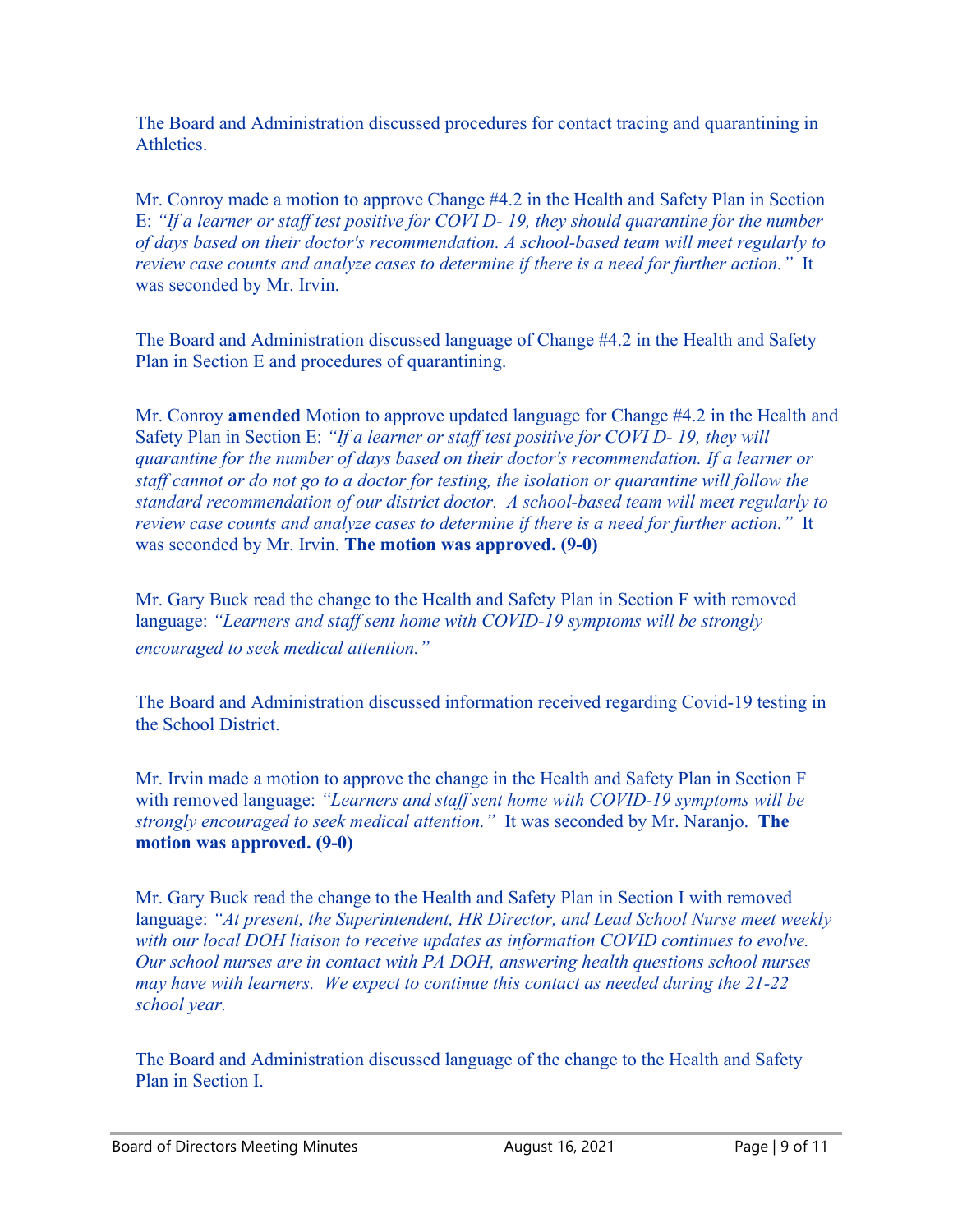The Board and Administration discussed procedures for contact tracing and quarantining in Athletics.

Mr. Conroy made a motion to approve Change #4.2 in the Health and Safety Plan in Section E: *"If a learner or staff test positive for COVI D- 19, they should quarantine for the number of days based on their doctor's recommendation. A school-based team will meet regularly to review case counts and analyze cases to determine if there is a need for further action."* It was seconded by Mr. Irvin.

The Board and Administration discussed language of Change #4.2 in the Health and Safety Plan in Section E and procedures of quarantining.

Mr. Conroy **amended** Motion to approve updated language for Change #4.2 in the Health and Safety Plan in Section E: *"If a learner or staff test positive for COVI D- 19, they will quarantine for the number of days based on their doctor's recommendation. If a learner or staff cannot or do not go to a doctor for testing, the isolation or quarantine will follow the standard recommendation of our district doctor. A school-based team will meet regularly to review case counts and analyze cases to determine if there is a need for further action."* It was seconded by Mr. Irvin. **The motion was approved. (9-0)**

Mr. Gary Buck read the change to the Health and Safety Plan in Section F with removed language: *"Learners and staff sent home with COVID-19 symptoms will be strongly encouraged to seek medical attention."*

The Board and Administration discussed information received regarding Covid-19 testing in the School District.

Mr. Irvin made a motion to approve the change in the Health and Safety Plan in Section F with removed language: *"Learners and staff sent home with COVID-19 symptoms will be strongly encouraged to seek medical attention."* It was seconded by Mr. Naranjo. **The motion was approved. (9-0)**

Mr. Gary Buck read the change to the Health and Safety Plan in Section I with removed language: *"At present, the Superintendent, HR Director, and Lead School Nurse meet weekly with our local DOH liaison to receive updates as information COVID continues to evolve. Our school nurses are in contact with PA DOH, answering health questions school nurses may have with learners. We expect to continue this contact as needed during the 21-22 school year.*

The Board and Administration discussed language of the change to the Health and Safety Plan in Section I.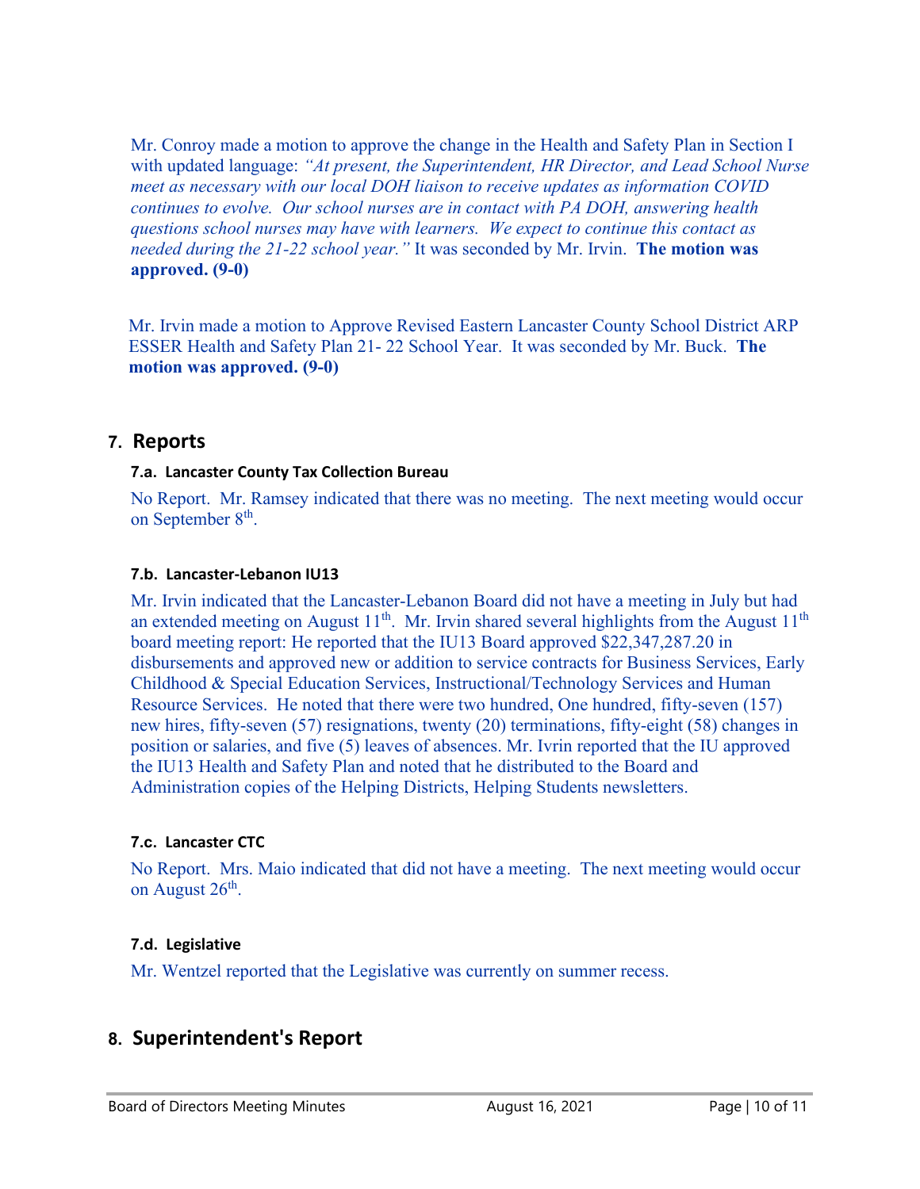Mr. Conroy made a motion to approve the change in the Health and Safety Plan in Section I with updated language: *"At present, the Superintendent, HR Director, and Lead School Nurse meet as necessary with our local DOH liaison to receive updates as information COVID continues to evolve. Our school nurses are in contact with PA DOH, answering health questions school nurses may have with learners. We expect to continue this contact as needed during the 21-22 school year."* It was seconded by Mr. Irvin. **The motion was approved. (9-0)**

Mr. Irvin made a motion to Approve Revised Eastern Lancaster County School District ARP ESSER Health and Safety Plan 21- 22 School Year. It was seconded by Mr. Buck. **The motion was approved. (9-0)**

## 7. Reports

### 7.a. Lancaster County Tax Collection Bureau

No Report. Mr. Ramsey indicated that there was no meeting. The next meeting would occur on September 8th.

### 7.b. Lancaster-Lebanon IU13

Mr. Irvin indicated that the Lancaster-Lebanon Board did not have a meeting in July but had an extended meeting on August 11th. Mr. Irvin shared several highlights from the August 11th board meeting report: He reported that the IU13 Board approved $22,347,287.20 in disbursements and approved new or addition to service contracts for Business Services, Early Childhood & Special Education Services, Instructional/Technology Services and Human Resource Services. He noted that there were two hundred, One hundred, fifty-seven (157) new hires, fifty-seven (57) resignations, twenty (20) terminations, fifty-eight (58) changes in position or salaries, and five (5) leaves of absences. Mr. Ivrin reported that the IU approved the IU13 Health and Safety Plan and noted that he distributed to the Board and Administration copies of the Helping Districts, Helping Students newsletters.

### 7.c. Lancaster CTC

No Report. Mrs. Maio indicated that did not have a meeting. The next meeting would occur on August 26th.

### 7.d. Legislative

Mr. Wentzel reported that the Legislative was currently on summer recess.

## 8. Superintendent's Report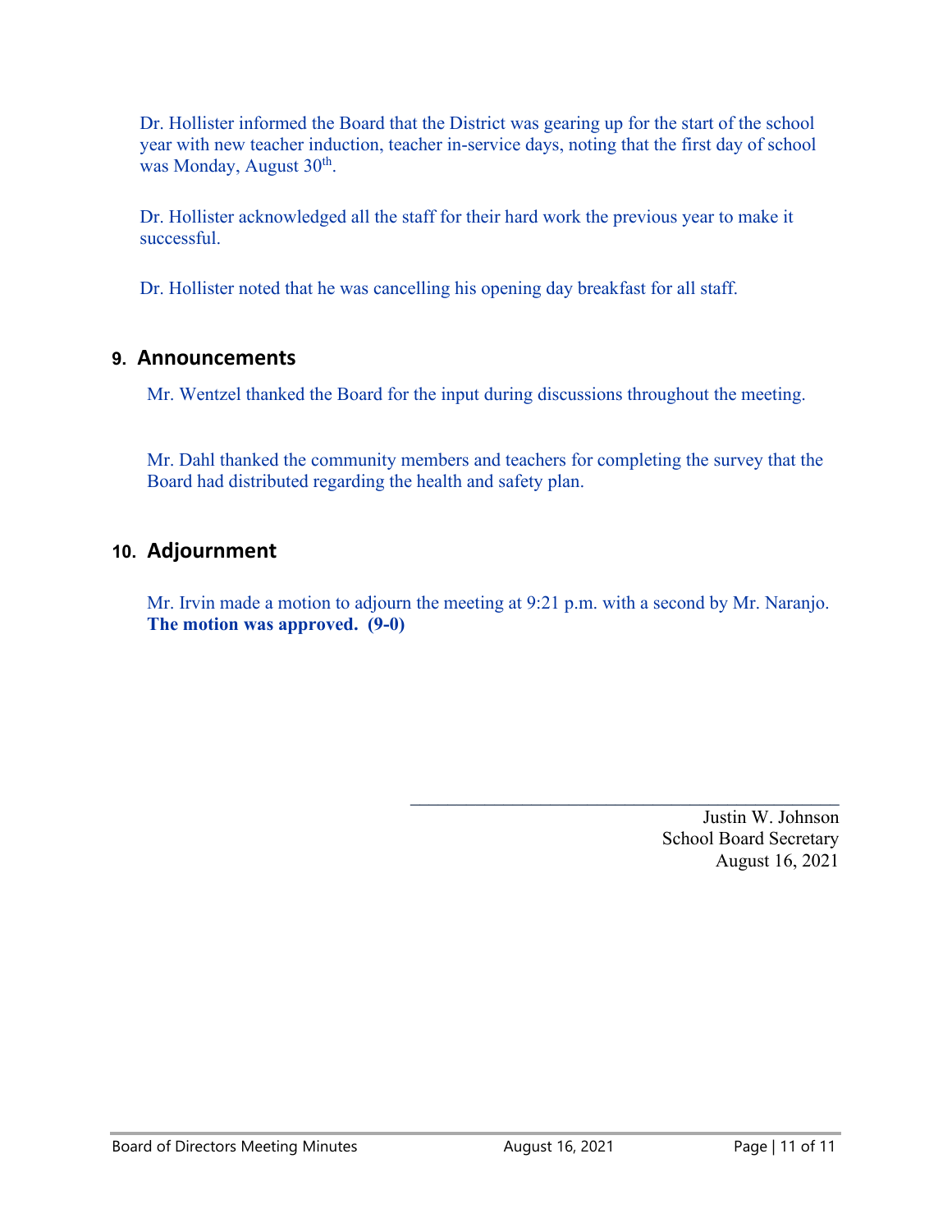Dr. Hollister informed the Board that the District was gearing up for the start of the school year with new teacher induction, teacher in-service days, noting that the first day of school was Monday, August 30th.

Dr. Hollister acknowledged all the staff for their hard work the previous year to make it successful.

Dr. Hollister noted that he was cancelling his opening day breakfast for all staff.

## 9. Announcements

Mr. Wentzel thanked the Board for the input during discussions throughout the meeting.

Mr. Dahl thanked the community members and teachers for completing the survey that the Board had distributed regarding the health and safety plan.

## 10. Adjournment

Mr. Irvin made a motion to adjourn the meeting at 9:21 p.m. with a second by Mr. Naranjo. **The motion was approved. (9-0)**

\_\_\_\_\_\_\_\_\_\_\_\_\_\_\_\_\_\_\_\_\_\_\_\_\_\_\_\_\_\_\_\_\_\_\_\_\_\_\_\_

Justin W. Johnson
School Board Secretary
August 16, 2021